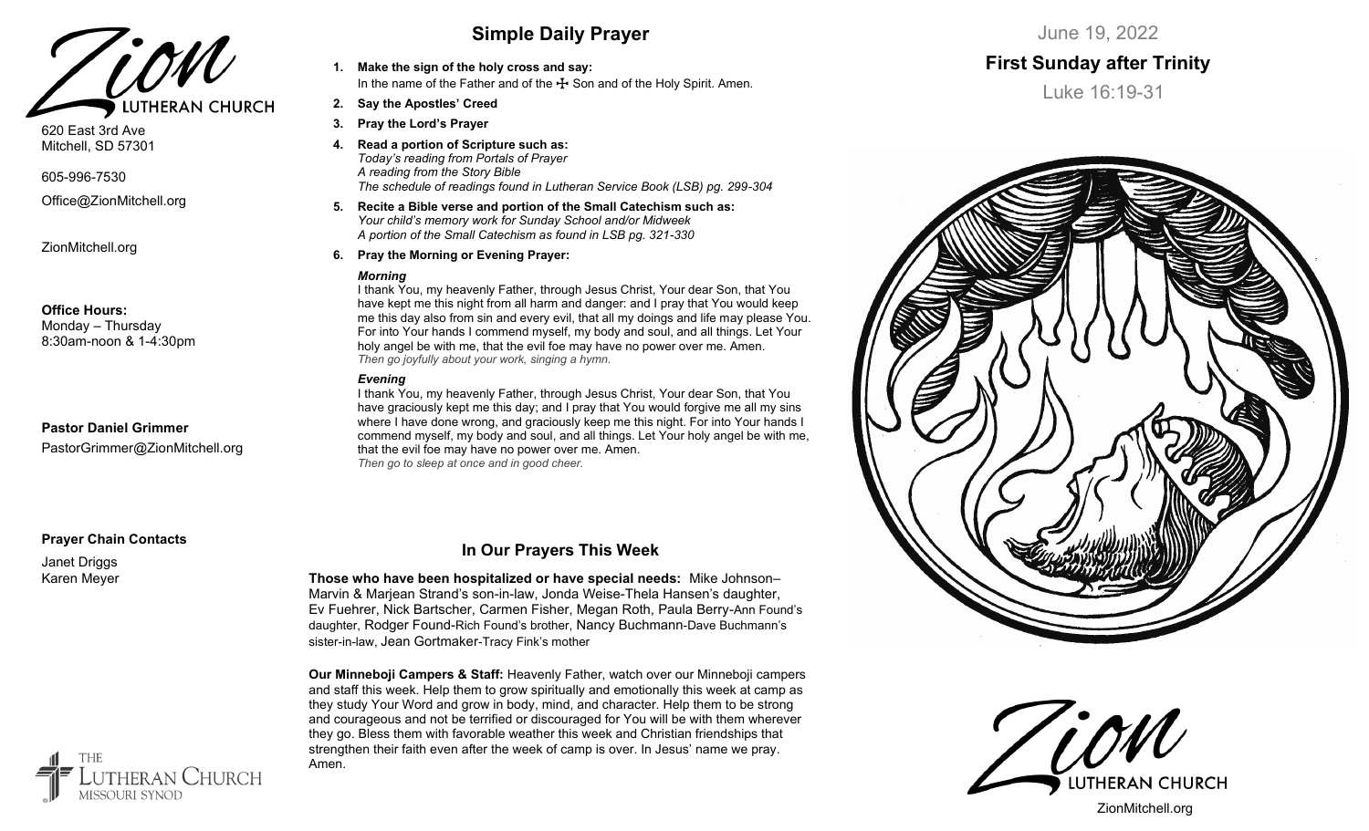Zion LUTHERAN CHURCH

620 East 3rd Ave
Mitchell, SD 57301

605-996-7530

Office@ZionMitchell.org

ZionMitchell.org

**Office Hours:**
Monday – Thursday
8:30am-noon & 1-4:30pm

**Pastor Daniel Grimmer**
PastorGrimmer@ZionMitchell.org

**Prayer Chain Contacts**

Janet Driggs
Karen Meyer

The Lutheran Church Missouri Synod

## Simple Daily Prayer

1. **Make the sign of the holy cross and say:**
   In the name of the Father and of the ☩ Son and of the Holy Spirit. Amen.
2. **Say the Apostles' Creed**
3. **Pray the Lord's Prayer**
4. **Read a portion of Scripture such as:**
   *Today's reading from Portals of Prayer*
   *A reading from the Story Bible*
   *The schedule of readings found in Lutheran Service Book (LSB) pg. 299-304*
5. **Recite a Bible verse and portion of the Small Catechism such as:**
   *Your child's memory work for Sunday School and/or Midweek*
   *A portion of the Small Catechism as found in LSB pg. 321-330*
6. **Pray the Morning or Evening Prayer:**

***Morning***

I thank You, my heavenly Father, through Jesus Christ, Your dear Son, that You have kept me this night from all harm and danger: and I pray that You would keep me this day also from sin and every evil, that all my doings and life may please You. For into Your hands I commend myself, my body and soul, and all things. Let Your holy angel be with me, that the evil foe may have no power over me. Amen.
*Then go joyfully about your work, singing a hymn.*

***Evening***

I thank You, my heavenly Father, through Jesus Christ, Your dear Son, that You have graciously kept me this day; and I pray that You would forgive me all my sins where I have done wrong, and graciously keep me this night. For into Your hands I commend myself, my body and soul, and all things. Let Your holy angel be with me, that the evil foe may have no power over me. Amen.
*Then go to sleep at once and in good cheer.*

## In Our Prayers This Week

**Those who have been hospitalized or have special needs:** Mike Johnson–Marvin & Marjean Strand's son-in-law, Jonda Weise-Thela Hansen's daughter, Ev Fuehrer, Nick Bartscher, Carmen Fisher, Megan Roth, Paula Berry-Ann Found's daughter, Rodger Found-Rich Found's brother, Nancy Buchmann-Dave Buchmann's sister-in-law, Jean Gortmaker-Tracy Fink's mother

**Our Minneboji Campers & Staff:** Heavenly Father, watch over our Minneboji campers and staff this week. Help them to grow spiritually and emotionally this week at camp as they study Your Word and grow in body, mind, and character. Help them to be strong and courageous and not be terrified or discouraged for You will be with them wherever they go. Bless them with favorable weather this week and Christian friendships that strengthen their faith even after the week of camp is over. In Jesus' name we pray. Amen.

June 19, 2022

## First Sunday after Trinity

Luke 16:19-31

Zion LUTHERAN CHURCH

ZionMitchell.org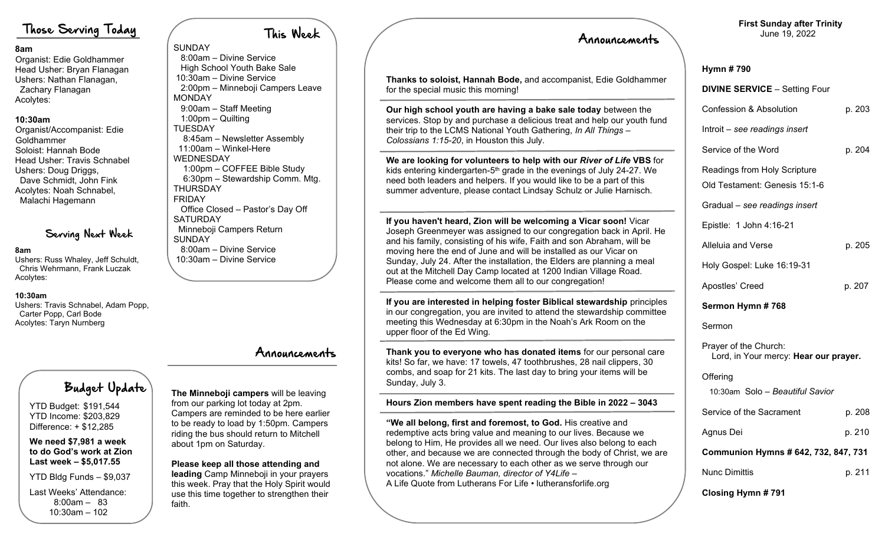## Those Serving Today

**8am**
Organist: Edie Goldhammer
Head Usher: Bryan Flanagan
Ushers: Nathan Flanagan, Zachary Flanagan
Acolytes:

**10:30am**
Organist/Accompanist: Edie Goldhammer
Soloist: Hannah Bode
Head Usher: Travis Schnabel
Ushers: Doug Driggs, Dave Schmidt, John Fink
Acolytes: Noah Schnabel, Malachi Hagemann

## Serving Next Week

**8am**
Ushers: Russ Whaley, Jeff Schuldt, Chris Wehrmann, Frank Luczak
Acolytes:

**10:30am**
Ushers: Travis Schnabel, Adam Popp, Carter Popp, Carl Bode
Acolytes: Taryn Nurnberg

## Budget Update

YTD Budget: $191,544
YTD Income: $203,829
Difference: + $12,285

**We need $7,981 a week to do God's work at Zion**
**Last week – $5,017.55**

YTD Bldg Funds – $9,037

Last Weeks' Attendance:
8:00am – 83
10:30am – 102

## This Week

SUNDAY
8:00am – Divine Service
High School Youth Bake Sale
10:30am – Divine Service
2:00pm – Minneboji Campers Leave

MONDAY
9:00am – Staff Meeting
1:00pm – Quilting

TUESDAY
8:45am – Newsletter Assembly
11:00am – Winkel-Here

WEDNESDAY
1:00pm – COFFEE Bible Study
6:30pm – Stewardship Comm. Mtg.

THURSDAY

FRIDAY
Office Closed – Pastor's Day Off

SATURDAY
Minneboji Campers Return

SUNDAY
8:00am – Divine Service
10:30am – Divine Service

## Announcements

**The Minneboji campers** will be leaving from our parking lot today at 2pm. Campers are reminded to be here earlier to be ready to load by 1:50pm. Campers riding the bus should return to Mitchell about 1pm on Saturday.

**Please keep all those attending and leading** Camp Minneboji in your prayers this week. Pray that the Holy Spirit would use this time together to strengthen their faith.

## Announcements

**Thanks to soloist, Hannah Bode,** and accompanist, Edie Goldhammer for the special music this morning!

**Our high school youth are having a bake sale today** between the services. Stop by and purchase a delicious treat and help our youth fund their trip to the LCMS National Youth Gathering, *In All Things – Colossians 1:15-20*, in Houston this July.

**We are looking for volunteers to help with our *River of Life* VBS** for kids entering kindergarten-5th grade in the evenings of July 24-27. We need both leaders and helpers. If you would like to be a part of this summer adventure, please contact Lindsay Schulz or Julie Harnisch.

**If you haven't heard, Zion will be welcoming a Vicar soon!** Vicar Joseph Greenmeyer was assigned to our congregation back in April. He and his family, consisting of his wife, Faith and son Abraham, will be moving here the end of June and will be installed as our Vicar on Sunday, July 24. After the installation, the Elders are planning a meal out at the Mitchell Day Camp located at 1200 Indian Village Road. Please come and welcome them all to our congregation!

**If you are interested in helping foster Biblical stewardship** principles in our congregation, you are invited to attend the stewardship committee meeting this Wednesday at 6:30pm in the Noah's Ark Room on the upper floor of the Ed Wing.

**Thank you to everyone who has donated items** for our personal care kits! So far, we have: 17 towels, 47 toothbrushes, 28 nail clippers, 30 combs, and soap for 21 kits. The last day to bring your items will be Sunday, July 3.

**Hours Zion members have spent reading the Bible in 2022 – 3043**

**"We all belong, first and foremost, to God.** His creative and redemptive acts bring value and meaning to our lives. Because we belong to Him, He provides all we need. Our lives also belong to each other, and because we are connected through the body of Christ, we are not alone. We are necessary to each other as we serve through our vocations." *Michelle Bauman, director of Y4Life –*
A Life Quote from Lutherans For Life • lutheransforlife.org

**First Sunday after Trinity**
June 19, 2022

**Hymn # 790**

**DIVINE SERVICE** – Setting Four

Confession & Absolution — p. 203

Introit – *see readings insert*

Service of the Word — p. 204

Readings from Holy Scripture

Old Testament: Genesis 15:1-6

Gradual – *see readings insert*

Epistle: 1 John 4:16-21

Alleluia and Verse — p. 205

Holy Gospel: Luke 16:19-31

Apostles' Creed — p. 207

**Sermon Hymn # 768**

Sermon

Prayer of the Church:
Lord, in Your mercy: **Hear our prayer.**

Offering
10:30am Solo – *Beautiful Savior*

Service of the Sacrament — p. 208

Agnus Dei — p. 210

**Communion Hymns # 642, 732, 847, 731**

Nunc Dimittis — p. 211

**Closing Hymn # 791**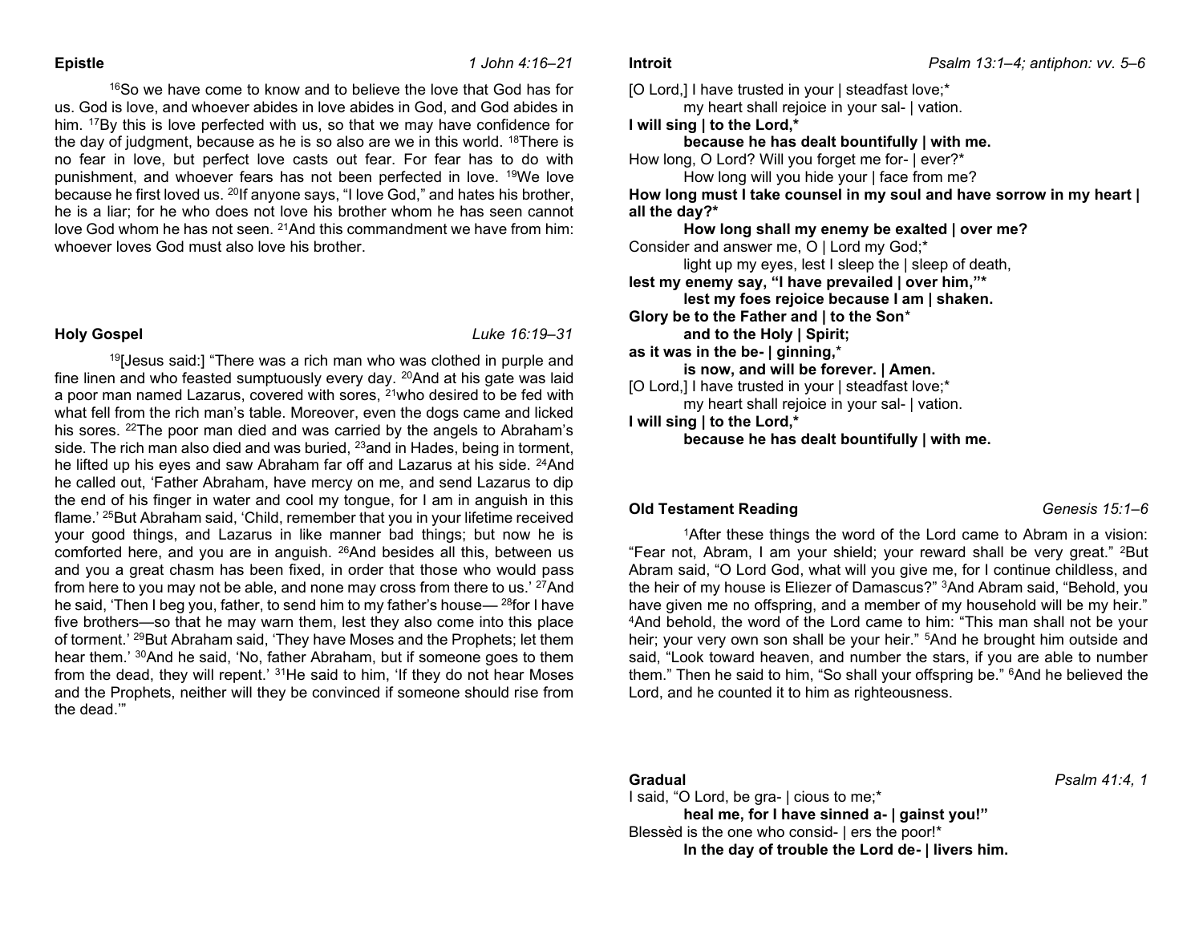**Epistle** *1 John 4:16–21*

[16]So we have come to know and to believe the love that God has for us. God is love, and whoever abides in love abides in God, and God abides in him. [17]By this is love perfected with us, so that we may have confidence for the day of judgment, because as he is so also are we in this world. [18]There is no fear in love, but perfect love casts out fear. For fear has to do with punishment, and whoever fears has not been perfected in love. [19]We love because he first loved us. [20]If anyone says, "I love God," and hates his brother, he is a liar; for he who does not love his brother whom he has seen cannot love God whom he has not seen. [21]And this commandment we have from him: whoever loves God must also love his brother.

**Holy Gospel** *Luke 16:19–31*

[19][Jesus said:] "There was a rich man who was clothed in purple and fine linen and who feasted sumptuously every day. [20]And at his gate was laid a poor man named Lazarus, covered with sores, [21]who desired to be fed with what fell from the rich man's table. Moreover, even the dogs came and licked his sores. [22]The poor man died and was carried by the angels to Abraham's side. The rich man also died and was buried, [23]and in Hades, being in torment, he lifted up his eyes and saw Abraham far off and Lazarus at his side. [24]And he called out, 'Father Abraham, have mercy on me, and send Lazarus to dip the end of his finger in water and cool my tongue, for I am in anguish in this flame.' [25]But Abraham said, 'Child, remember that you in your lifetime received your good things, and Lazarus in like manner bad things; but now he is comforted here, and you are in anguish. [26]And besides all this, between us and you a great chasm has been fixed, in order that those who would pass from here to you may not be able, and none may cross from there to us.' [27]And he said, 'Then I beg you, father, to send him to my father's house— [28]for I have five brothers—so that he may warn them, lest they also come into this place of torment.' [29]But Abraham said, 'They have Moses and the Prophets; let them hear them.' [30]And he said, 'No, father Abraham, but if someone goes to them from the dead, they will repent.' [31]He said to him, 'If they do not hear Moses and the Prophets, neither will they be convinced if someone should rise from the dead.'"

**Introit** *Psalm 13:1–4; antiphon: vv. 5–6*

[O Lord,] I have trusted in your | steadfast love;*
my heart shall rejoice in your sal- | vation.
**I will sing | to the Lord,***
**because he has dealt bountifully | with me.**
How long, O Lord? Will you forget me for- | ever?*
How long will you hide your | face from me?
**How long must I take counsel in my soul and have sorrow in my heart | all the day?***
**How long shall my enemy be exalted | over me?**
Consider and answer me, O | Lord my God;*
light up my eyes, lest I sleep the | sleep of death,
**lest my enemy say, "I have prevailed | over him,"***
**lest my foes rejoice because I am | shaken.**
**Glory be to the Father and | to the Son***
**and to the Holy | Spirit;**
**as it was in the be- | ginning,***
**is now, and will be forever. | Amen.**
[O Lord,] I have trusted in your | steadfast love;*
my heart shall rejoice in your sal- | vation.
**I will sing | to the Lord,***
**because he has dealt bountifully | with me.**

**Old Testament Reading** *Genesis 15:1–6*

[1]After these things the word of the Lord came to Abram in a vision: "Fear not, Abram, I am your shield; your reward shall be very great." [2]But Abram said, "O Lord God, what will you give me, for I continue childless, and the heir of my house is Eliezer of Damascus?" [3]And Abram said, "Behold, you have given me no offspring, and a member of my household will be my heir." [4]And behold, the word of the Lord came to him: "This man shall not be your heir; your very own son shall be your heir." [5]And he brought him outside and said, "Look toward heaven, and number the stars, if you are able to number them." Then he said to him, "So shall your offspring be." [6]And he believed the Lord, and he counted it to him as righteousness.

**Gradual** *Psalm 41:4, 1*

I said, "O Lord, be gra- | cious to me;*
**heal me, for I have sinned a- | gainst you!"**
Blessèd is the one who consid- | ers the poor!*
**In the day of trouble the Lord de- | livers him.**